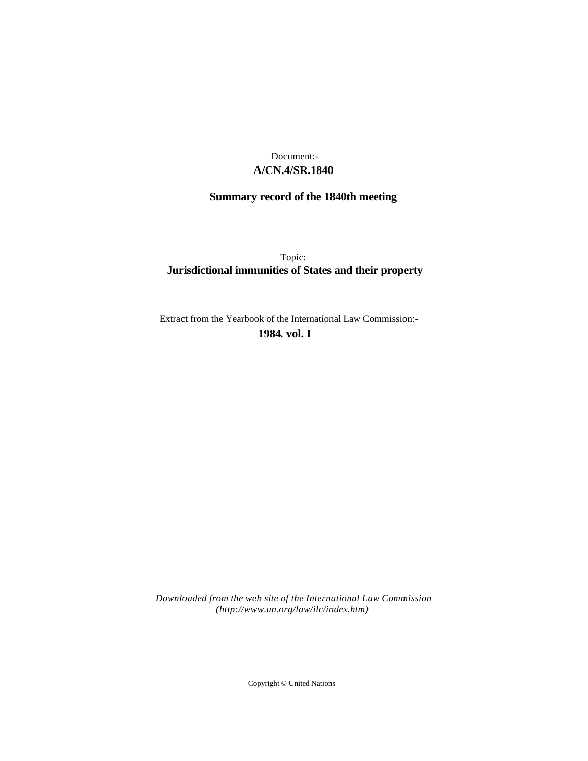Document:-

**A/CN.4/SR.1840**

**Summary record of the 1840th meeting**

Topic:

**Jurisdictional immunities of States and their property**

Extract from the Yearbook of the International Law Commission:-

**1984, vol. I**

*Downloaded from the web site of the International Law Commission (http://www.un.org/law/ilc/index.htm)*

Copyright © United Nations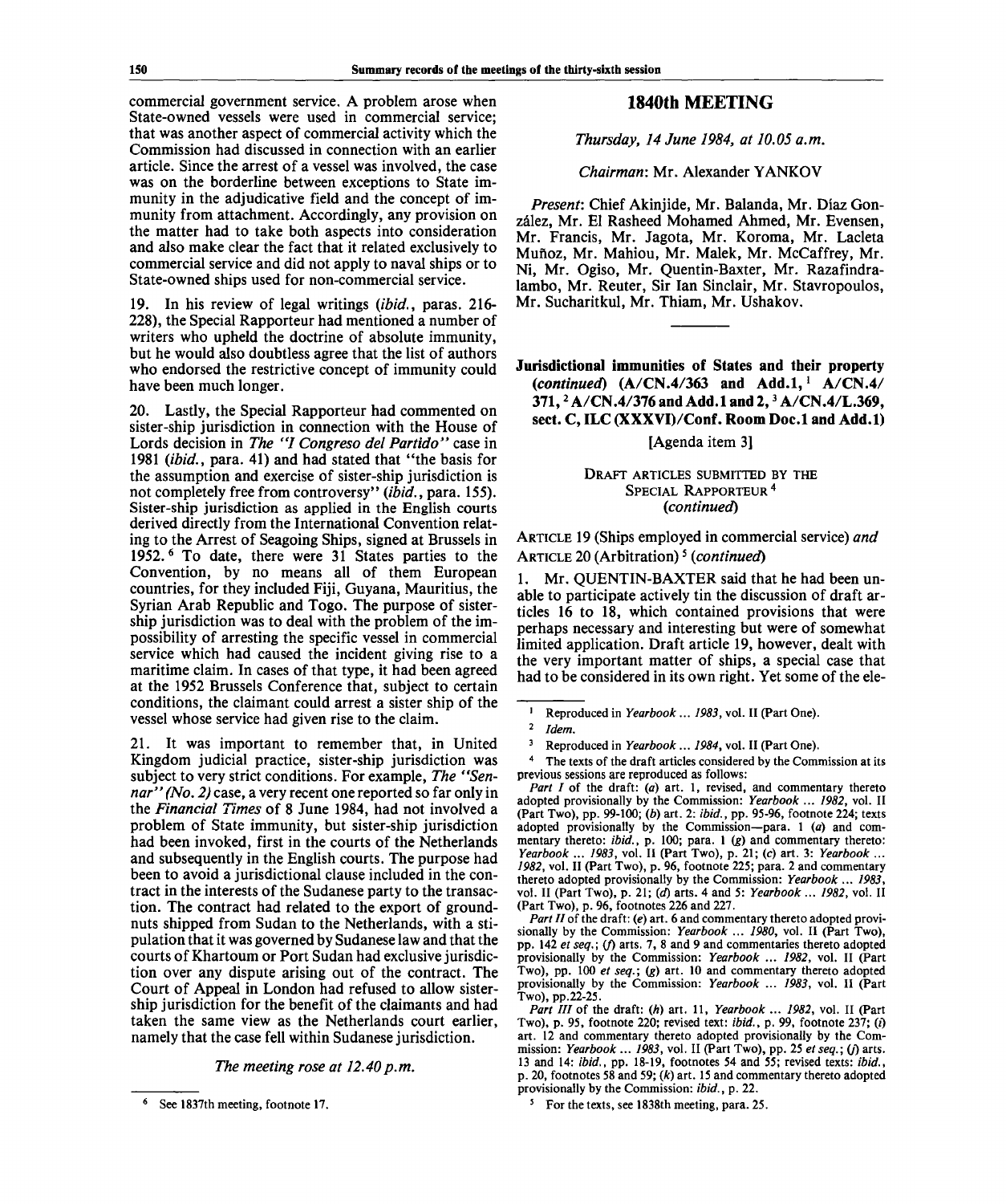commercial government service. A problem arose when State-owned vessels were used in commercial service; that was another aspect of commercial activity which the Commission had discussed in connection with an earlier article. Since the arrest of a vessel was involved, the case was on the borderline between exceptions to State immunity in the adjudicative field and the concept of immunity from attachment. Accordingly, any provision on the matter had to take both aspects into consideration and also make clear the fact that it related exclusively to commercial service and did not apply to naval ships or to State-owned ships used for non-commercial service.

19. In his review of legal writings (*ibid.*, paras. 216-228), the Special Rapporteur had mentioned a number of writers who upheld the doctrine of absolute immunity, but he would also doubtless agree that the list of authors who endorsed the restrictive concept of immunity could have been much longer.

20. Lastly, the Special Rapporteur had commented on sister-ship jurisdiction in connection with the House of Lords decision in *The "I Congreso del Partido"* case in 1981 (*ibid.*, para. 41) and had stated that "the basis for the assumption and exercise of sister-ship jurisdiction is not completely free from controversy" (*ibid.*, para. 155). Sister-ship jurisdiction as applied in the English courts derived directly from the International Convention relating to the Arrest of Seagoing Ships, signed at Brussels in 1952.[6] To date, there were 31 States parties to the Convention, by no means all of them European countries, for they included Fiji, Guyana, Mauritius, the Syrian Arab Republic and Togo. The purpose of sister-ship jurisdiction was to deal with the problem of the impossibility of arresting the specific vessel in commercial service which had caused the incident giving rise to a maritime claim. In cases of that type, it had been agreed at the 1952 Brussels Conference that, subject to certain conditions, the claimant could arrest a sister ship of the vessel whose service had given rise to the claim.

21. It was important to remember that, in United Kingdom judicial practice, sister-ship jurisdiction was subject to very strict conditions. For example, *The "Sennar" (No. 2)* case, a very recent one reported so far only in the *Financial Times* of 8 June 1984, had not involved a problem of State immunity, but sister-ship jurisdiction had been invoked, first in the courts of the Netherlands and subsequently in the English courts. The purpose had been to avoid a jurisdictional clause included in the contract in the interests of the Sudanese party to the transaction. The contract had related to the export of groundnuts shipped from Sudan to the Netherlands, with a stipulation that it was governed by Sudanese law and that the courts of Khartoum or Port Sudan had exclusive jurisdiction over any dispute arising out of the contract. The Court of Appeal in London had refused to allow sister-ship jurisdiction for the benefit of the claimants and had taken the same view as the Netherlands court earlier, namely that the case fell within Sudanese jurisdiction.

*The meeting rose at 12.40 p.m.*

[6] See 1837th meeting, footnote 17.

## 1840th MEETING

*Thursday, 14 June 1984, at 10.05 a.m.*

*Chairman*: Mr. Alexander YANKOV

*Present*: Chief Akinjide, Mr. Balanda, Mr. Díaz González, Mr. El Rasheed Mohamed Ahmed, Mr. Evensen, Mr. Francis, Mr. Jagota, Mr. Koroma, Mr. Lacleta Muñoz, Mr. Mahiou, Mr. Malek, Mr. McCaffrey, Mr. Ni, Mr. Ogiso, Mr. Quentin-Baxter, Mr. Razafindralambo, Mr. Reuter, Sir Ian Sinclair, Mr. Stavropoulos, Mr. Sucharitkul, Mr. Thiam, Mr. Ushakov.

---

### Jurisdictional immunities of States and their property (*continued*) (A/CN.4/363 and Add.1,[1] A/CN.4/371,[2] A/CN.4/376 and Add.1 and 2,[3] A/CN.4/L.369, sect. C, ILC (XXXVI)/Conf. Room Doc.1 and Add.1)

[Agenda item 3]

DRAFT ARTICLES SUBMITTED BY THE SPECIAL RAPPORTEUR[4] (*continued*)

ARTICLE 19 (Ships employed in commercial service) *and* ARTICLE 20 (Arbitration)[5] (*continued*)

1. Mr. QUENTIN-BAXTER said that he had been unable to participate actively tin the discussion of draft articles 16 to 18, which contained provisions that were perhaps necessary and interesting but were of somewhat limited application. Draft article 19, however, dealt with the very important matter of ships, a special case that had to be considered in its own right. Yet some of the ele-

[1] Reproduced in *Yearbook ... 1983*, vol. II (Part One).

[2] *Idem.*

[3] Reproduced in *Yearbook ... 1984*, vol. II (Part One).

[4] The texts of the draft articles considered by the Commission at its previous sessions are reproduced as follows:

*Part I* of the draft: (*a*) art. 1, revised, and commentary thereto adopted provisionally by the Commission: *Yearbook ... 1982*, vol. II (Part Two), pp. 99-100; (*b*) art. 2: *ibid.*, pp. 95-96, footnote 224; texts adopted provisionally by the Commission—para. 1 (*a*) and commentary thereto: *ibid.*, p. 100; para. 1 (*g*) and commentary thereto: *Yearbook ... 1983*, vol. II (Part Two), p. 21; (*c*) art. 3: *Yearbook ... 1982*, vol. II (Part Two), p. 96, footnote 225; para. 2 and commentary thereto adopted provisionally by the Commission: *Yearbook ... 1983*, vol. II (Part Two), p. 21; (*d*) arts. 4 and 5: *Yearbook ... 1982*, vol. II (Part Two), p. 96, footnotes 226 and 227.

*Part II* of the draft: (*e*) art. 6 and commentary thereto adopted provisionally by the Commission: *Yearbook ... 1980*, vol. II (Part Two), pp. 142 *et seq.*; (*f*) arts. 7, 8 and 9 and commentaries thereto adopted provisionally by the Commission: *Yearbook ... 1982*, vol. II (Part Two), pp. 100 *et seq.*; (*g*) art. 10 and commentary thereto adopted provisionally by the Commission: *Yearbook ... 1983*, vol. II (Part Two), pp.22-25.

*Part III* of the draft: (*h*) art. 11, *Yearbook ... 1982*, vol. II (Part Two), p. 95, footnote 220; revised text: *ibid.*, p. 99, footnote 237; (*i*) art. 12 and commentary thereto adopted provisionally by the Commission: *Yearbook ... 1983*, vol. II (Part Two), pp. 25 *et seq.*; (*j*) arts. 13 and 14: *ibid.*, pp. 18-19, footnotes 54 and 55; revised texts: *ibid.*, p. 20, footnotes 58 and 59; (*k*) art. 15 and commentary thereto adopted provisionally by the Commission: *ibid.*, p. 22.

[5] For the texts, see 1838th meeting, para. 25.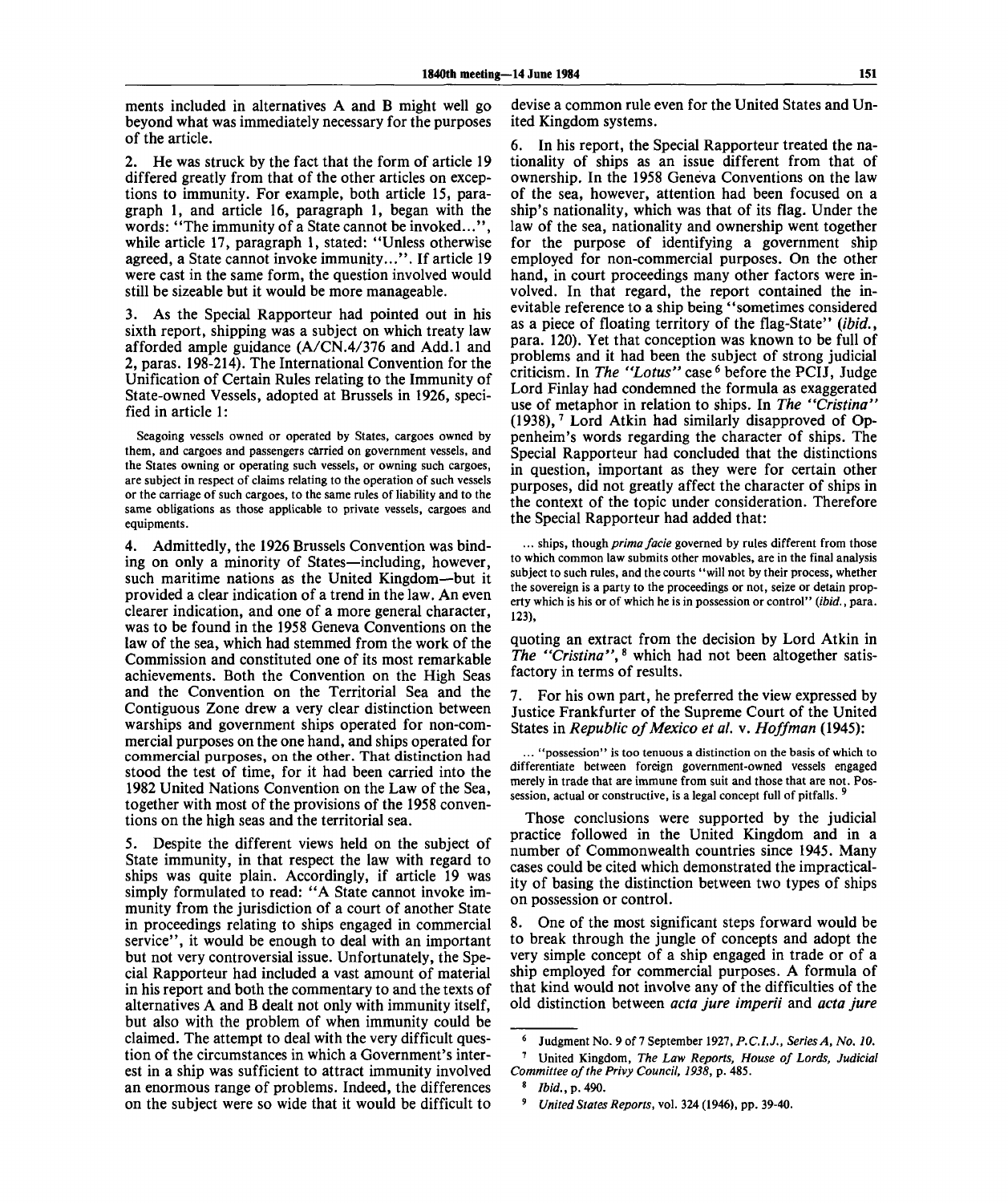ments included in alternatives A and B might well go beyond what was immediately necessary for the purposes of the article.

2. He was struck by the fact that the form of article 19 differed greatly from that of the other articles on exceptions to immunity. For example, both article 15, paragraph 1, and article 16, paragraph 1, began with the words: "The immunity of a State cannot be invoked...", while article 17, paragraph 1, stated: "Unless otherwise agreed, a State cannot invoke immunity...". If article 19 were cast in the same form, the question involved would still be sizeable but it would be more manageable.

3. As the Special Rapporteur had pointed out in his sixth report, shipping was a subject on which treaty law afforded ample guidance (A/CN.4/376 and Add.1 and 2, paras. 198-214). The International Convention for the Unification of Certain Rules relating to the Immunity of State-owned Vessels, adopted at Brussels in 1926, specified in article 1:

> Seagoing vessels owned or operated by States, cargoes owned by them, and cargoes and passengers carried on government vessels, and the States owning or operating such vessels, or owning such cargoes, are subject in respect of claims relating to the operation of such vessels or the carriage of such cargoes, to the same rules of liability and to the same obligations as those applicable to private vessels, cargoes and equipments.

4. Admittedly, the 1926 Brussels Convention was binding on only a minority of States—including, however, such maritime nations as the United Kingdom—but it provided a clear indication of a trend in the law. An even clearer indication, and one of a more general character, was to be found in the 1958 Geneva Conventions on the law of the sea, which had stemmed from the work of the Commission and constituted one of its most remarkable achievements. Both the Convention on the High Seas and the Convention on the Territorial Sea and the Contiguous Zone drew a very clear distinction between warships and government ships operated for non-commercial purposes on the one hand, and ships operated for commercial purposes, on the other. That distinction had stood the test of time, for it had been carried into the 1982 United Nations Convention on the Law of the Sea, together with most of the provisions of the 1958 conventions on the high seas and the territorial sea.

5. Despite the different views held on the subject of State immunity, in that respect the law with regard to ships was quite plain. Accordingly, if article 19 was simply formulated to read: "A State cannot invoke immunity from the jurisdiction of a court of another State in proceedings relating to ships engaged in commercial service", it would be enough to deal with an important but not very controversial issue. Unfortunately, the Special Rapporteur had included a vast amount of material in his report and both the commentary to and the texts of alternatives A and B dealt not only with immunity itself, but also with the problem of when immunity could be claimed. The attempt to deal with the very difficult question of the circumstances in which a Government's interest in a ship was sufficient to attract immunity involved an enormous range of problems. Indeed, the differences on the subject were so wide that it would be difficult to devise a common rule even for the United States and United Kingdom systems.

6. In his report, the Special Rapporteur treated the nationality of ships as an issue different from that of ownership. In the 1958 Geneva Conventions on the law of the sea, however, attention had been focused on a ship's nationality, which was that of its flag. Under the law of the sea, nationality and ownership went together for the purpose of identifying a government ship employed for non-commercial purposes. On the other hand, in court proceedings many other factors were involved. In that regard, the report contained the inevitable reference to a ship being "sometimes considered as a piece of floating territory of the flag-State" (*ibid.*, para. 120). Yet that conception was known to be full of problems and it had been the subject of strong judicial criticism. In *The "Lotus"* case [6] before the PCIJ, Judge Lord Finlay had condemned the formula as exaggerated use of metaphor in relation to ships. In *The "Cristina"* (1938), [7] Lord Atkin had similarly disapproved of Oppenheim's words regarding the character of ships. The Special Rapporteur had concluded that the distinctions in question, important as they were for certain other purposes, did not greatly affect the character of ships in the context of the topic under consideration. Therefore the Special Rapporteur had added that:

> ... ships, though *prima facie* governed by rules different from those to which common law submits other movables, are in the final analysis subject to such rules, and the courts "will not by their process, whether the sovereign is a party to the proceedings or not, seize or detain property which is his or of which he is in possession or control" (*ibid.*, para. 123),

quoting an extract from the decision by Lord Atkin in *The "Cristina"*, [8] which had not been altogether satisfactory in terms of results.

7. For his own part, he preferred the view expressed by Justice Frankfurter of the Supreme Court of the United States in *Republic of Mexico et al.* v. *Hoffman* (1945):

> ... "possession" is too tenuous a distinction on the basis of which to differentiate between foreign government-owned vessels engaged merely in trade that are immune from suit and those that are not. Possession, actual or constructive, is a legal concept full of pitfalls. [9]

Those conclusions were supported by the judicial practice followed in the United Kingdom and in a number of Commonwealth countries since 1945. Many cases could be cited which demonstrated the impracticality of basing the distinction between two types of ships on possession or control.

8. One of the most significant steps forward would be to break through the jungle of concepts and adopt the very simple concept of a ship engaged in trade or of a ship employed for commercial purposes. A formula of that kind would not involve any of the difficulties of the old distinction between *acta jure imperii* and *acta jure*

---

[6] Judgment No. 9 of 7 September 1927, *P.C.I.J., Series A, No. 10.*

[7] United Kingdom, *The Law Reports, House of Lords, Judicial Committee of the Privy Council, 1938*, p. 485.

[8] *Ibid.*, p. 490.

[9] *United States Reports*, vol. 324 (1946), pp. 39-40.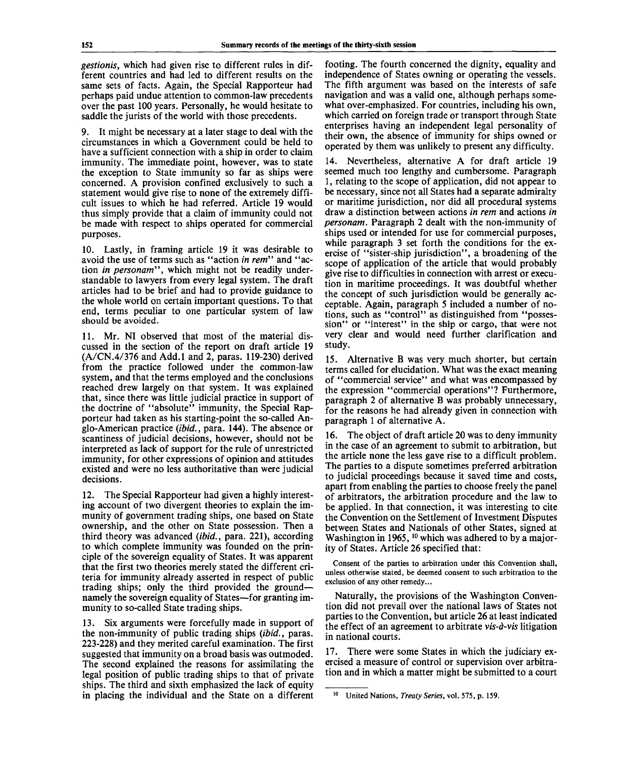*gestionis*, which had given rise to different rules in different countries and had led to different results on the same sets of facts. Again, the Special Rapporteur had perhaps paid undue attention to common-law precedents over the past 100 years. Personally, he would hesitate to saddle the jurists of the world with those precedents.

9. It might be necessary at a later stage to deal with the circumstances in which a Government could be held to have a sufficient connection with a ship in order to claim immunity. The immediate point, however, was to state the exception to State immunity so far as ships were concerned. A provision confined exclusively to such a statement would give rise to none of the extremely difficult issues to which he had referred. Article 19 would thus simply provide that a claim of immunity could not be made with respect to ships operated for commercial purposes.

10. Lastly, in framing article 19 it was desirable to avoid the use of terms such as "action *in rem*" and "action *in personam*", which might not be readily understandable to lawyers from every legal system. The draft articles had to be brief and had to provide guidance to the whole world on certain important questions. To that end, terms peculiar to one particular system of law should be avoided.

11. Mr. NI observed that most of the material discussed in the section of the report on draft article 19 (A/CN.4/376 and Add.1 and 2, paras. 119-230) derived from the practice followed under the common-law system, and that the terms employed and the conclusions reached drew largely on that system. It was explained that, since there was little judicial practice in support of the doctrine of "absolute" immunity, the Special Rapporteur had taken as his starting-point the so-called Anglo-American practice (*ibid.*, para. 144). The absence or scantiness of judicial decisions, however, should not be interpreted as lack of support for the rule of unrestricted immunity, for other expressions of opinion and attitudes existed and were no less authoritative than were judicial decisions.

12. The Special Rapporteur had given a highly interesting account of two divergent theories to explain the immunity of government trading ships, one based on State ownership, and the other on State possession. Then a third theory was advanced (*ibid.*, para. 221), according to which complete immunity was founded on the principle of the sovereign equality of States. It was apparent that the first two theories merely stated the different criteria for immunity already asserted in respect of public trading ships; only the third provided the ground—namely the sovereign equality of States—for granting immunity to so-called State trading ships.

13. Six arguments were forcefully made in support of the non-immunity of public trading ships (*ibid.*, paras. 223-228) and they merited careful examination. The first suggested that immunity on a broad basis was outmoded. The second explained the reasons for assimilating the legal position of public trading ships to that of private ships. The third and sixth emphasized the lack of equity in placing the individual and the State on a different footing. The fourth concerned the dignity, equality and independence of States owning or operating the vessels. The fifth argument was based on the interests of safe navigation and was a valid one, although perhaps somewhat over-emphasized. For countries, including his own, which carried on foreign trade or transport through State enterprises having an independent legal personality of their own, the absence of immunity for ships owned or operated by them was unlikely to present any difficulty.

14. Nevertheless, alternative A for draft article 19 seemed much too lengthy and cumbersome. Paragraph 1, relating to the scope of application, did not appear to be necessary, since not all States had a separate admiralty or maritime jurisdiction, nor did all procedural systems draw a distinction between actions *in rem* and actions *in personam*. Paragraph 2 dealt with the non-immunity of ships used or intended for use for commercial purposes, while paragraph 3 set forth the conditions for the exercise of "sister-ship jurisdiction", a broadening of the scope of application of the article that would probably give rise to difficulties in connection with arrest or execution in maritime proceedings. It was doubtful whether the concept of such jurisdiction would be generally acceptable. Again, paragraph 5 included a number of notions, such as "control" as distinguished from "possession" or "interest" in the ship or cargo, that were not very clear and would need further clarification and study.

15. Alternative B was very much shorter, but certain terms called for elucidation. What was the exact meaning of "commercial service" and what was encompassed by the expression "commercial operations"? Furthermore, paragraph 2 of alternative B was probably unnecessary, for the reasons he had already given in connection with paragraph 1 of alternative A.

16. The object of draft article 20 was to deny immunity in the case of an agreement to submit to arbitration, but the article none the less gave rise to a difficult problem. The parties to a dispute sometimes preferred arbitration to judicial proceedings because it saved time and costs, apart from enabling the parties to choose freely the panel of arbitrators, the arbitration procedure and the law to be applied. In that connection, it was interesting to cite the Convention on the Settlement of Investment Disputes between States and Nationals of other States, signed at Washington in 1965, [10] which was adhered to by a majority of States. Article 26 specified that:

> Consent of the parties to arbitration under this Convention shall, unless otherwise stated, be deemed consent to such arbitration to the exclusion of any other remedy...

Naturally, the provisions of the Washington Convention did not prevail over the national laws of States not parties to the Convention, but article 26 at least indicated the effect of an agreement to arbitrate *vis-à-vis* litigation in national courts.

17. There were some States in which the judiciary exercised a measure of control or supervision over arbitration and in which a matter might be submitted to a court

[10] United Nations, *Treaty Series*, vol. 575, p. 159.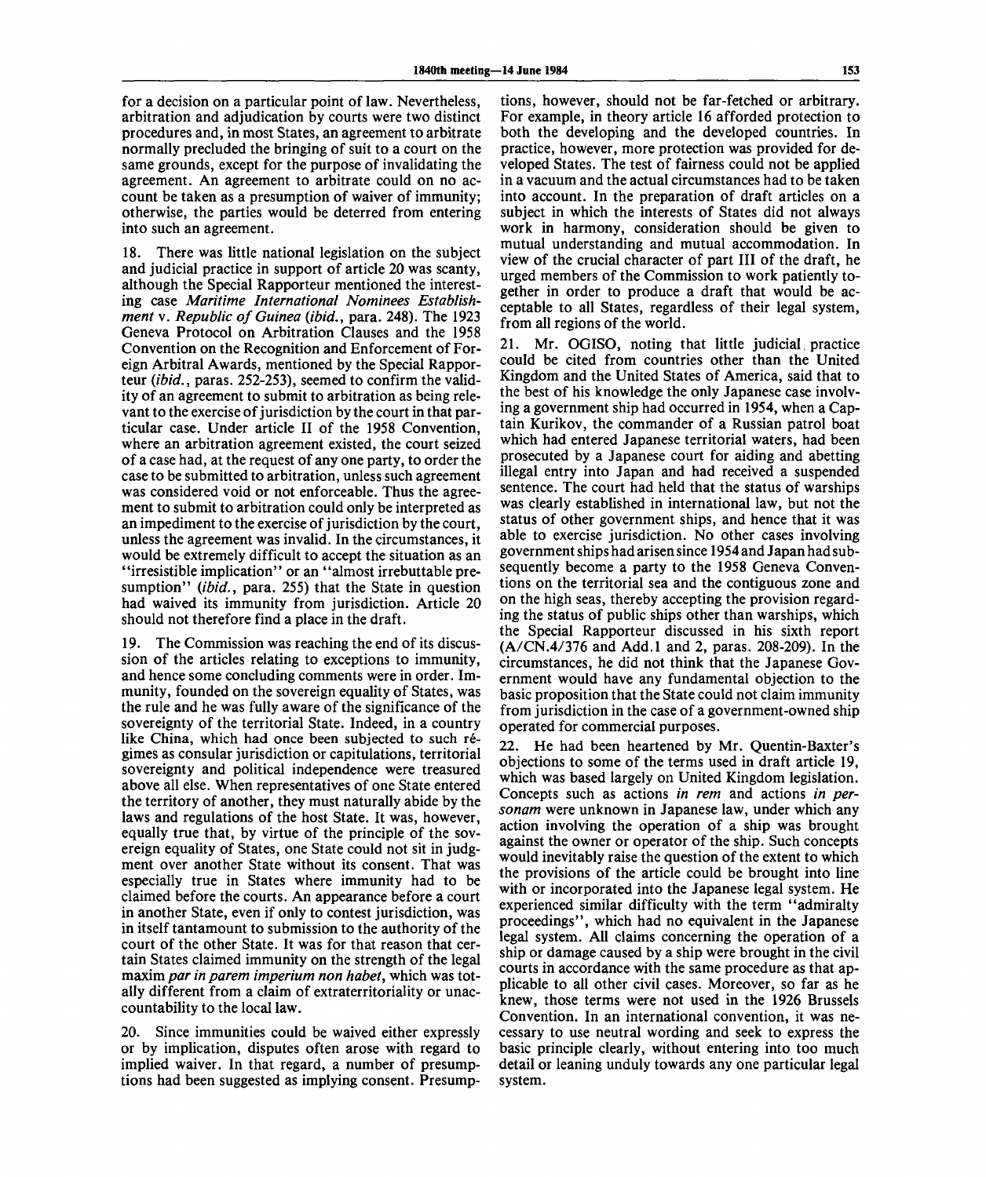for a decision on a particular point of law. Nevertheless, arbitration and adjudication by courts were two distinct procedures and, in most States, an agreement to arbitrate normally precluded the bringing of suit to a court on the same grounds, except for the purpose of invalidating the agreement. An agreement to arbitrate could on no account be taken as a presumption of waiver of immunity; otherwise, the parties would be deterred from entering into such an agreement.

18. There was little national legislation on the subject and judicial practice in support of article 20 was scanty, although the Special Rapporteur mentioned the interesting case *Maritime International Nominees Establishment* v. *Republic of Guinea* (*ibid.*, para. 248). The 1923 Geneva Protocol on Arbitration Clauses and the 1958 Convention on the Recognition and Enforcement of Foreign Arbitral Awards, mentioned by the Special Rapporteur (*ibid.*, paras. 252-253), seemed to confirm the validity of an agreement to submit to arbitration as being relevant to the exercise of jurisdiction by the court in that particular case. Under article II of the 1958 Convention, where an arbitration agreement existed, the court seized of a case had, at the request of any one party, to order the case to be submitted to arbitration, unless such agreement was considered void or not enforceable. Thus the agreement to submit to arbitration could only be interpreted as an impediment to the exercise of jurisdiction by the court, unless the agreement was invalid. In the circumstances, it would be extremely difficult to accept the situation as an "irresistible implication" or an "almost irrebuttable presumption" (*ibid.*, para. 255) that the State in question had waived its immunity from jurisdiction. Article 20 should not therefore find a place in the draft.

19. The Commission was reaching the end of its discussion of the articles relating to exceptions to immunity, and hence some concluding comments were in order. Immunity, founded on the sovereign equality of States, was the rule and he was fully aware of the significance of the sovereignty of the territorial State. Indeed, in a country like China, which had once been subjected to such régimes as consular jurisdiction or capitulations, territorial sovereignty and political independence were treasured above all else. When representatives of one State entered the territory of another, they must naturally abide by the laws and regulations of the host State. It was, however, equally true that, by virtue of the principle of the sovereign equality of States, one State could not sit in judgment over another State without its consent. That was especially true in States where immunity had to be claimed before the courts. An appearance before a court in another State, even if only to contest jurisdiction, was in itself tantamount to submission to the authority of the court of the other State. It was for that reason that certain States claimed immunity on the strength of the legal maxim *par in parem imperium non habet*, which was totally different from a claim of extraterritoriality or unaccountability to the local law.

20. Since immunities could be waived either expressly or by implication, disputes often arose with regard to implied waiver. In that regard, a number of presumptions had been suggested as implying consent. Presumptions, however, should not be far-fetched or arbitrary. For example, in theory article 16 afforded protection to both the developing and the developed countries. In practice, however, more protection was provided for developed States. The test of fairness could not be applied in a vacuum and the actual circumstances had to be taken into account. In the preparation of draft articles on a subject in which the interests of States did not always work in harmony, consideration should be given to mutual understanding and mutual accommodation. In view of the crucial character of part III of the draft, he urged members of the Commission to work patiently together in order to produce a draft that would be acceptable to all States, regardless of their legal system, from all regions of the world.

21. Mr. OGISO, noting that little judicial practice could be cited from countries other than the United Kingdom and the United States of America, said that to the best of his knowledge the only Japanese case involving a government ship had occurred in 1954, when a Captain Kurikov, the commander of a Russian patrol boat which had entered Japanese territorial waters, had been prosecuted by a Japanese court for aiding and abetting illegal entry into Japan and had received a suspended sentence. The court had held that the status of warships was clearly established in international law, but not the status of other government ships, and hence that it was able to exercise jurisdiction. No other cases involving government ships had arisen since 1954 and Japan had subsequently become a party to the 1958 Geneva Conventions on the territorial sea and the contiguous zone and on the high seas, thereby accepting the provision regarding the status of public ships other than warships, which the Special Rapporteur discussed in his sixth report (A/CN.4/376 and Add.1 and 2, paras. 208-209). In the circumstances, he did not think that the Japanese Government would have any fundamental objection to the basic proposition that the State could not claim immunity from jurisdiction in the case of a government-owned ship operated for commercial purposes.

22. He had been heartened by Mr. Quentin-Baxter's objections to some of the terms used in draft article 19, which was based largely on United Kingdom legislation. Concepts such as actions *in rem* and actions *in personam* were unknown in Japanese law, under which any action involving the operation of a ship was brought against the owner or operator of the ship. Such concepts would inevitably raise the question of the extent to which the provisions of the article could be brought into line with or incorporated into the Japanese legal system. He experienced similar difficulty with the term "admiralty proceedings", which had no equivalent in the Japanese legal system. All claims concerning the operation of a ship or damage caused by a ship were brought in the civil courts in accordance with the same procedure as that applicable to all other civil cases. Moreover, so far as he knew, those terms were not used in the 1926 Brussels Convention. In an international convention, it was necessary to use neutral wording and seek to express the basic principle clearly, without entering into too much detail or leaning unduly towards any one particular legal system.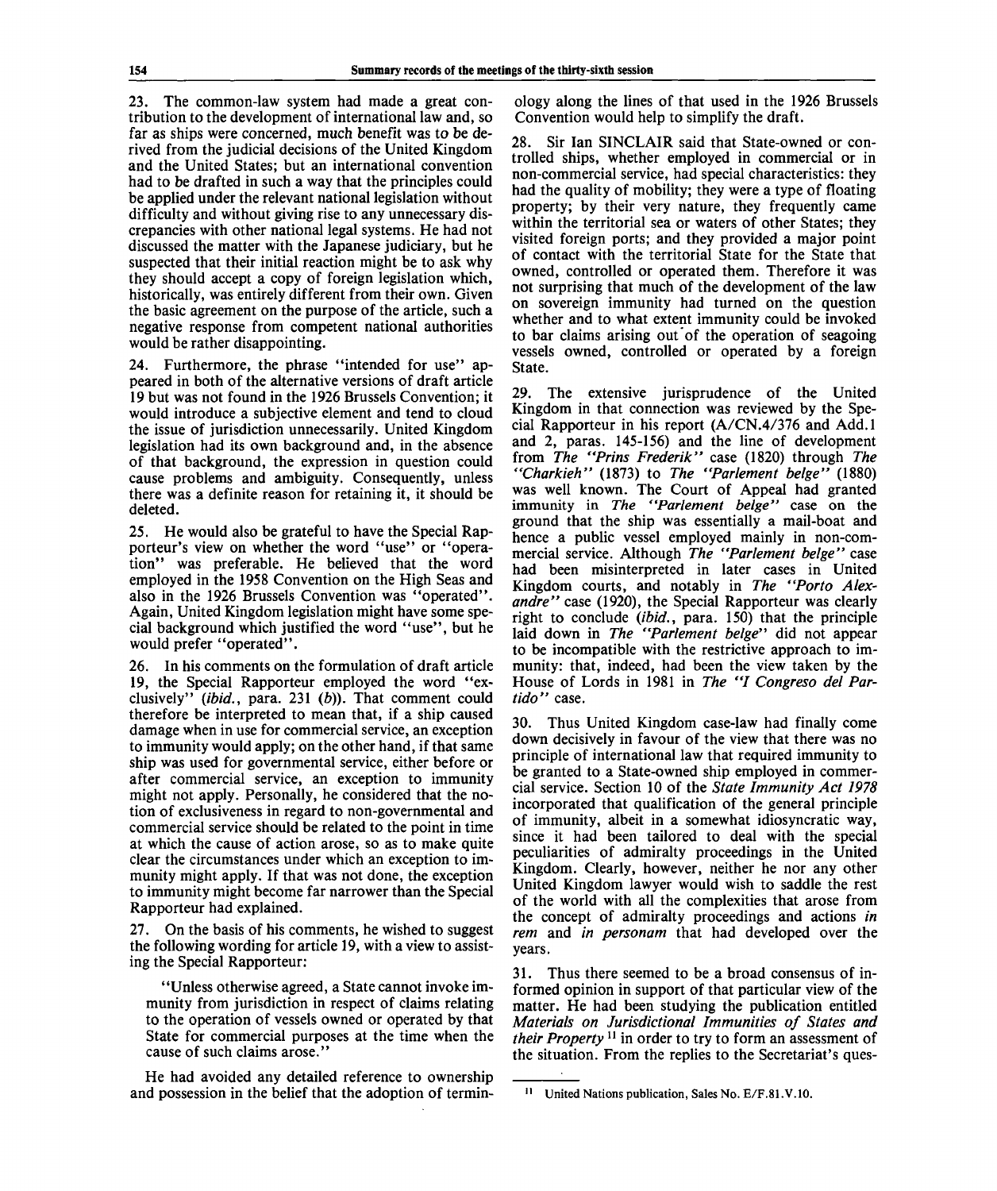23. The common-law system had made a great contribution to the development of international law and, so far as ships were concerned, much benefit was to be derived from the judicial decisions of the United Kingdom and the United States; but an international convention had to be drafted in such a way that the principles could be applied under the relevant national legislation without difficulty and without giving rise to any unnecessary discrepancies with other national legal systems. He had not discussed the matter with the Japanese judiciary, but he suspected that their initial reaction might be to ask why they should accept a copy of foreign legislation which, historically, was entirely different from their own. Given the basic agreement on the purpose of the article, such a negative response from competent national authorities would be rather disappointing.

24. Furthermore, the phrase "intended for use" appeared in both of the alternative versions of draft article 19 but was not found in the 1926 Brussels Convention; it would introduce a subjective element and tend to cloud the issue of jurisdiction unnecessarily. United Kingdom legislation had its own background and, in the absence of that background, the expression in question could cause problems and ambiguity. Consequently, unless there was a definite reason for retaining it, it should be deleted.

25. He would also be grateful to have the Special Rapporteur's view on whether the word "use" or "operation" was preferable. He believed that the word employed in the 1958 Convention on the High Seas and also in the 1926 Brussels Convention was "operated". Again, United Kingdom legislation might have some special background which justified the word "use", but he would prefer "operated".

26. In his comments on the formulation of draft article 19, the Special Rapporteur employed the word "exclusively" (*ibid.*, para. 231 (*b*)). That comment could therefore be interpreted to mean that, if a ship caused damage when in use for commercial service, an exception to immunity would apply; on the other hand, if that same ship was used for governmental service, either before or after commercial service, an exception to immunity might not apply. Personally, he considered that the notion of exclusiveness in regard to non-governmental and commercial service should be related to the point in time at which the cause of action arose, so as to make quite clear the circumstances under which an exception to immunity might apply. If that was not done, the exception to immunity might become far narrower than the Special Rapporteur had explained.

27. On the basis of his comments, he wished to suggest the following wording for article 19, with a view to assisting the Special Rapporteur:

"Unless otherwise agreed, a State cannot invoke immunity from jurisdiction in respect of claims relating to the operation of vessels owned or operated by that State for commercial purposes at the time when the cause of such claims arose."

He had avoided any detailed reference to ownership and possession in the belief that the adoption of terminology along the lines of that used in the 1926 Brussels Convention would help to simplify the draft.

28. Sir Ian SINCLAIR said that State-owned or controlled ships, whether employed in commercial or in non-commercial service, had special characteristics: they had the quality of mobility; they were a type of floating property; by their very nature, they frequently came within the territorial sea or waters of other States; they visited foreign ports; and they provided a major point of contact with the territorial State for the State that owned, controlled or operated them. Therefore it was not surprising that much of the development of the law on sovereign immunity had turned on the question whether and to what extent immunity could be invoked to bar claims arising out of the operation of seagoing vessels owned, controlled or operated by a foreign State.

29. The extensive jurisprudence of the United Kingdom in that connection was reviewed by the Special Rapporteur in his report (A/CN.4/376 and Add.1 and 2, paras. 145-156) and the line of development from *The "Prins Frederik"* case (1820) through *The "Charkieh"* (1873) to *The "Parlement belge"* (1880) was well known. The Court of Appeal had granted immunity in *The "Parlement belge"* case on the ground that the ship was essentially a mail-boat and hence a public vessel employed mainly in non-commercial service. Although *The "Parlement belge"* case had been misinterpreted in later cases in United Kingdom courts, and notably in *The "Porto Alexandre"* case (1920), the Special Rapporteur was clearly right to conclude (*ibid.*, para. 150) that the principle laid down in *The "Parlement belge"* did not appear to be incompatible with the restrictive approach to immunity: that, indeed, had been the view taken by the House of Lords in 1981 in *The "I Congreso del Partido"* case.

30. Thus United Kingdom case-law had finally come down decisively in favour of the view that there was no principle of international law that required immunity to be granted to a State-owned ship employed in commercial service. Section 10 of the *State Immunity Act 1978* incorporated that qualification of the general principle of immunity, albeit in a somewhat idiosyncratic way, since it had been tailored to deal with the special peculiarities of admiralty proceedings in the United Kingdom. Clearly, however, neither he nor any other United Kingdom lawyer would wish to saddle the rest of the world with all the complexities that arose from the concept of admiralty proceedings and actions *in rem* and *in personam* that had developed over the years.

31. Thus there seemed to be a broad consensus of informed opinion in support of that particular view of the matter. He had been studying the publication entitled *Materials on Jurisdictional Immunities of States and their Property*[11] in order to try to form an assessment of the situation. From the replies to the Secretariat's ques-

[11] United Nations publication, Sales No. E/F.81.V.10.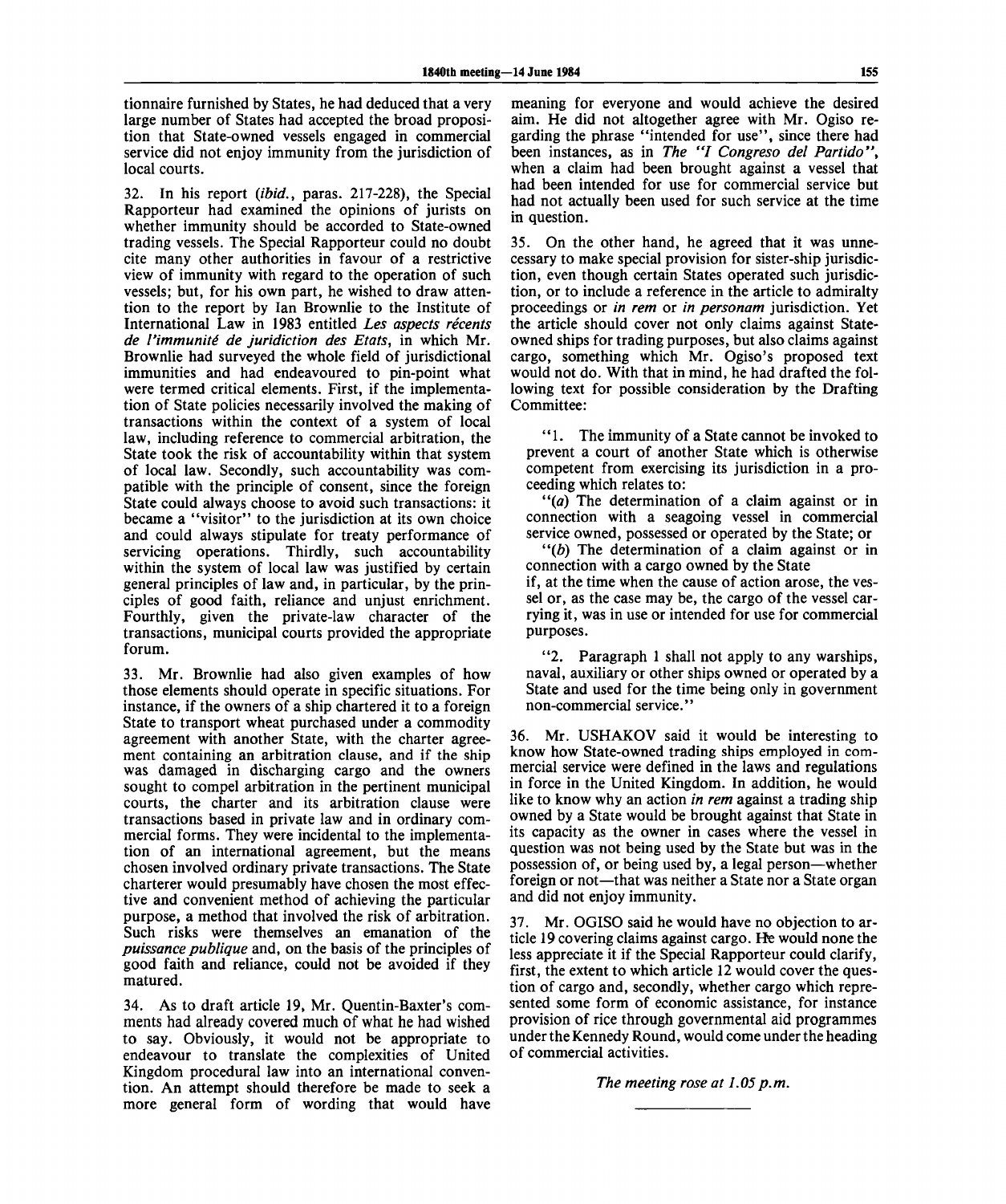tionnaire furnished by States, he had deduced that a very large number of States had accepted the broad proposition that State-owned vessels engaged in commercial service did not enjoy immunity from the jurisdiction of local courts.

32. In his report (*ibid.*, paras. 217-228), the Special Rapporteur had examined the opinions of jurists on whether immunity should be accorded to State-owned trading vessels. The Special Rapporteur could no doubt cite many other authorities in favour of a restrictive view of immunity with regard to the operation of such vessels; but, for his own part, he wished to draw attention to the report by Ian Brownlie to the Institute of International Law in 1983 entitled *Les aspects récents de l'immunité de juridiction des Etats*, in which Mr. Brownlie had surveyed the whole field of jurisdictional immunities and had endeavoured to pin-point what were termed critical elements. First, if the implementation of State policies necessarily involved the making of transactions within the context of a system of local law, including reference to commercial arbitration, the State took the risk of accountability within that system of local law. Secondly, such accountability was compatible with the principle of consent, since the foreign State could always choose to avoid such transactions: it became a "visitor" to the jurisdiction at its own choice and could always stipulate for treaty performance of servicing operations. Thirdly, such accountability within the system of local law was justified by certain general principles of law and, in particular, by the principles of good faith, reliance and unjust enrichment. Fourthly, given the private-law character of the transactions, municipal courts provided the appropriate forum.

33. Mr. Brownlie had also given examples of how those elements should operate in specific situations. For instance, if the owners of a ship chartered it to a foreign State to transport wheat purchased under a commodity agreement with another State, with the charter agreement containing an arbitration clause, and if the ship was damaged in discharging cargo and the owners sought to compel arbitration in the pertinent municipal courts, the charter and its arbitration clause were transactions based in private law and in ordinary commercial forms. They were incidental to the implementation of an international agreement, but the means chosen involved ordinary private transactions. The State charterer would presumably have chosen the most effective and convenient method of achieving the particular purpose, a method that involved the risk of arbitration. Such risks were themselves an emanation of the *puissance publique* and, on the basis of the principles of good faith and reliance, could not be avoided if they matured.

34. As to draft article 19, Mr. Quentin-Baxter's comments had already covered much of what he had wished to say. Obviously, it would not be appropriate to endeavour to translate the complexities of United Kingdom procedural law into an international convention. An attempt should therefore be made to seek a more general form of wording that would have meaning for everyone and would achieve the desired aim. He did not altogether agree with Mr. Ogiso regarding the phrase "intended for use", since there had been instances, as in *The "I Congreso del Partido"*, when a claim had been brought against a vessel that had been intended for use for commercial service but had not actually been used for such service at the time in question.

35. On the other hand, he agreed that it was unnecessary to make special provision for sister-ship jurisdiction, even though certain States operated such jurisdiction, or to include a reference in the article to admiralty proceedings or *in rem* or *in personam* jurisdiction. Yet the article should cover not only claims against State-owned ships for trading purposes, but also claims against cargo, something which Mr. Ogiso's proposed text would not do. With that in mind, he had drafted the following text for possible consideration by the Drafting Committee:

"1. The immunity of a State cannot be invoked to prevent a court of another State which is otherwise competent from exercising its jurisdiction in a proceeding which relates to:

"(*a*) The determination of a claim against or in connection with a seagoing vessel in commercial service owned, possessed or operated by the State; or

"(*b*) The determination of a claim against or in connection with a cargo owned by the State

if, at the time when the cause of action arose, the vessel or, as the case may be, the cargo of the vessel carrying it, was in use or intended for use for commercial purposes.

"2. Paragraph 1 shall not apply to any warships, naval, auxiliary or other ships owned or operated by a State and used for the time being only in government non-commercial service."

36. Mr. USHAKOV said it would be interesting to know how State-owned trading ships employed in commercial service were defined in the laws and regulations in force in the United Kingdom. In addition, he would like to know why an action *in rem* against a trading ship owned by a State would be brought against that State in its capacity as the owner in cases where the vessel in question was not being used by the State but was in the possession of, or being used by, a legal person—whether foreign or not—that was neither a State nor a State organ and did not enjoy immunity.

37. Mr. OGISO said he would have no objection to article 19 covering claims against cargo. He would none the less appreciate it if the Special Rapporteur could clarify, first, the extent to which article 12 would cover the question of cargo and, secondly, whether cargo which represented some form of economic assistance, for instance provision of rice through governmental aid programmes under the Kennedy Round, would come under the heading of commercial activities.

*The meeting rose at 1.05 p.m.*